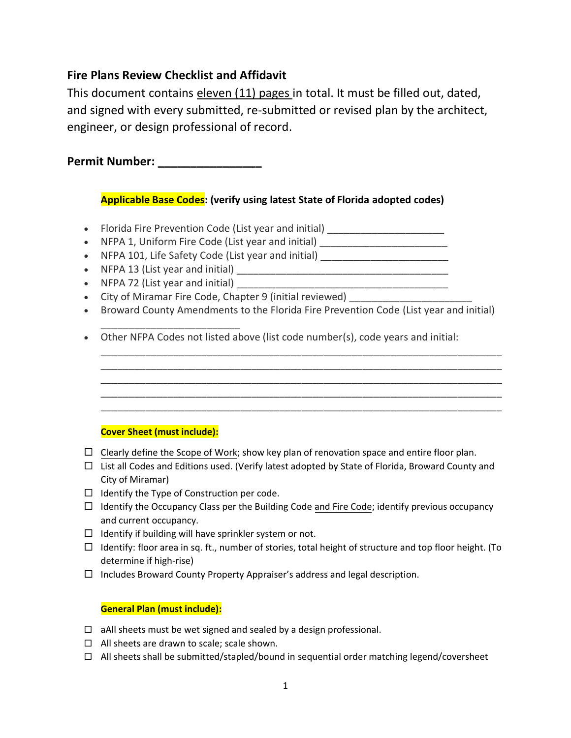## Fire Plans Review Checklist and Affidavit

This document contains eleven (11) pages in total. It must be filled out, dated, and signed with every submitted, re-submitted or revised plan by the architect, engineer, or design professional of record.

**Permit Number: _______________**

**Applicable Base Codes: (verify using latest State of Florida adopted codes)**

- Florida Fire Prevention Code (List year and initial) _____________________
- NFPA 1, Uniform Fire Code (List year and initial) _______________________
- NFPA 101, Life Safety Code (List year and initial) _______________________
- NFPA 13 (List year and initial) ______________________________________
- NFPA 72 (List year and initial) ______________________________________
- City of Miramar Fire Code, Chapter 9 (initial reviewed) ____________________
- Broward County Amendments to the Florida Fire Prevention Code (List year and initial) _________________________
- Other NFPA Codes not listed above (list code number(s), code years and initial:
  ________________________________________________________________________
  ________________________________________________________________________
  ________________________________________________________________________
  ________________________________________________________________________
  ________________________________________________________________________

**Cover Sheet (must include):**

- ☐ Clearly define the Scope of Work; show key plan of renovation space and entire floor plan.
- ☐ List all Codes and Editions used. (Verify latest adopted by State of Florida, Broward County and City of Miramar)
- ☐ Identify the Type of Construction per code.
- ☐ Identify the Occupancy Class per the Building Code and Fire Code; identify previous occupancy and current occupancy.
- ☐ Identify if building will have sprinkler system or not.
- ☐ Identify: floor area in sq. ft., number of stories, total height of structure and top floor height. (To determine if high-rise)
- ☐ Includes Broward County Property Appraiser's address and legal description.

**General Plan (must include):**

- ☐ aAll sheets must be wet signed and sealed by a design professional.
- ☐ All sheets are drawn to scale; scale shown.
- ☐ All sheets shall be submitted/stapled/bound in sequential order matching legend/coversheet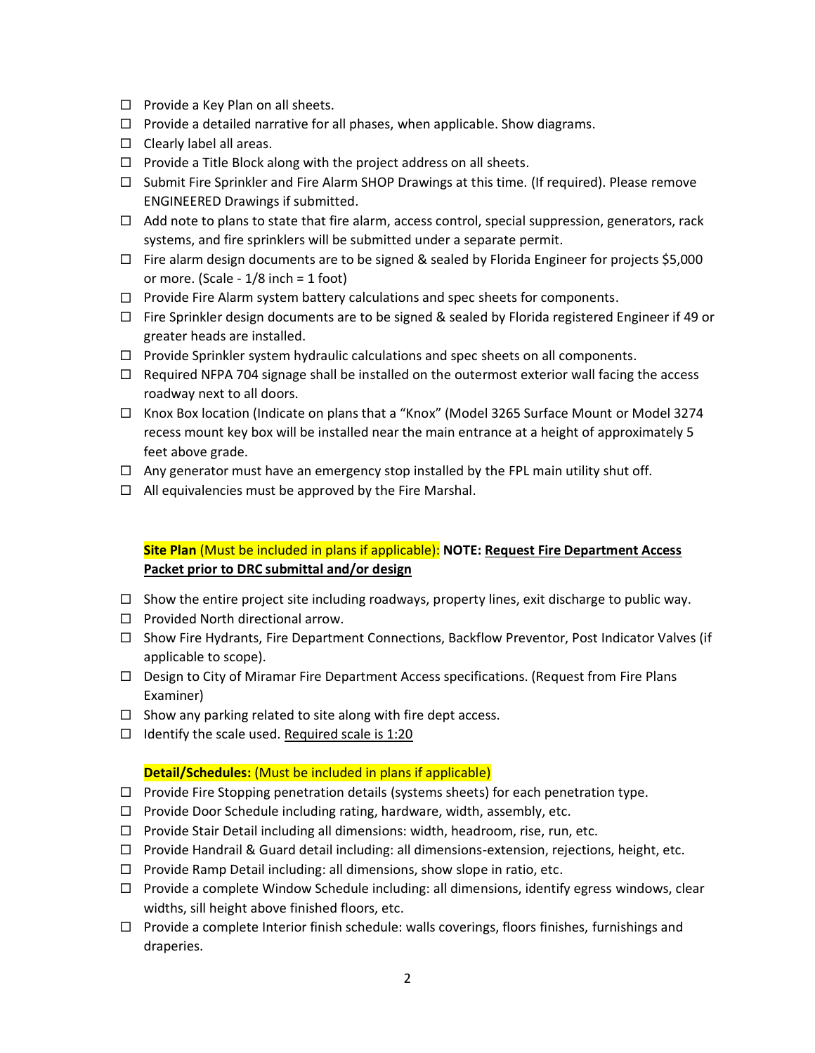- ☐ Provide a Key Plan on all sheets.
- ☐ Provide a detailed narrative for all phases, when applicable. Show diagrams.
- ☐ Clearly label all areas.
- ☐ Provide a Title Block along with the project address on all sheets.
- ☐ Submit Fire Sprinkler and Fire Alarm SHOP Drawings at this time. (If required). Please remove ENGINEERED Drawings if submitted.
- ☐ Add note to plans to state that fire alarm, access control, special suppression, generators, rack systems, and fire sprinklers will be submitted under a separate permit.
- ☐ Fire alarm design documents are to be signed & sealed by Florida Engineer for projects $5,000 or more. (Scale - 1/8 inch = 1 foot)
- ☐ Provide Fire Alarm system battery calculations and spec sheets for components.
- ☐ Fire Sprinkler design documents are to be signed & sealed by Florida registered Engineer if 49 or greater heads are installed.
- ☐ Provide Sprinkler system hydraulic calculations and spec sheets on all components.
- ☐ Required NFPA 704 signage shall be installed on the outermost exterior wall facing the access roadway next to all doors.
- ☐ Knox Box location (Indicate on plans that a "Knox" (Model 3265 Surface Mount or Model 3274 recess mount key box will be installed near the main entrance at a height of approximately 5 feet above grade.
- ☐ Any generator must have an emergency stop installed by the FPL main utility shut off.
- ☐ All equivalencies must be approved by the Fire Marshal.

**Site Plan** (Must be included in plans if applicable): **NOTE: <u>Request Fire Department Access Packet prior to DRC submittal and/or design</u>**

- ☐ Show the entire project site including roadways, property lines, exit discharge to public way.
- ☐ Provided North directional arrow.
- ☐ Show Fire Hydrants, Fire Department Connections, Backflow Preventor, Post Indicator Valves (if applicable to scope).
- ☐ Design to City of Miramar Fire Department Access specifications. (Request from Fire Plans Examiner)
- ☐ Show any parking related to site along with fire dept access.
- ☐ Identify the scale used. <u>Required scale is 1:20</u>

**Detail/Schedules:** (Must be included in plans if applicable)

- ☐ Provide Fire Stopping penetration details (systems sheets) for each penetration type.
- ☐ Provide Door Schedule including rating, hardware, width, assembly, etc.
- ☐ Provide Stair Detail including all dimensions: width, headroom, rise, run, etc.
- ☐ Provide Handrail & Guard detail including: all dimensions-extension, rejections, height, etc.
- ☐ Provide Ramp Detail including: all dimensions, show slope in ratio, etc.
- ☐ Provide a complete Window Schedule including: all dimensions, identify egress windows, clear widths, sill height above finished floors, etc.
- ☐ Provide a complete Interior finish schedule: walls coverings, floors finishes, furnishings and draperies.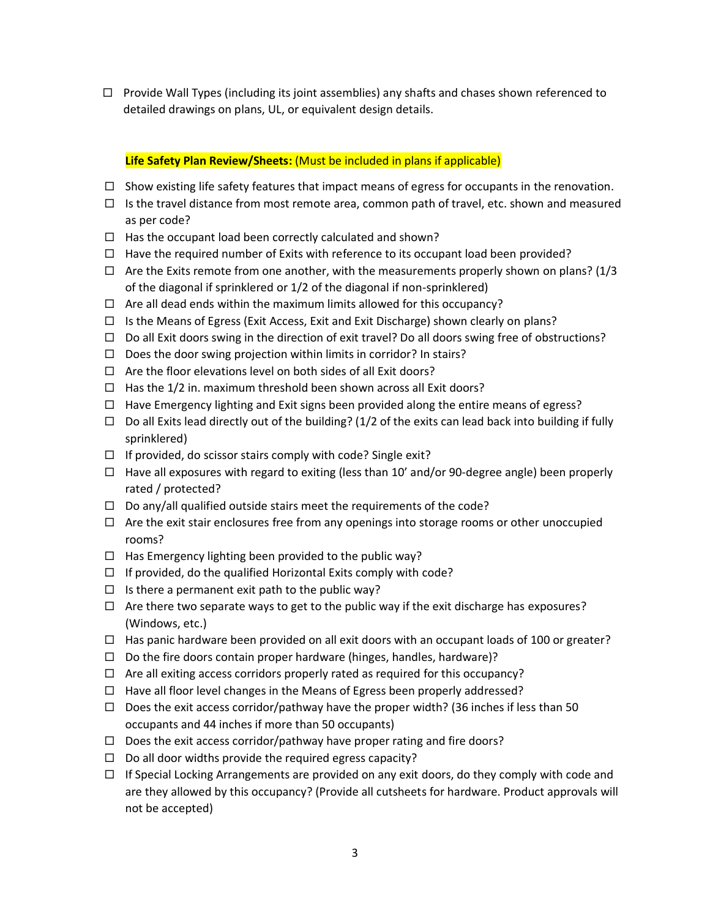- ☐ Provide Wall Types (including its joint assemblies) any shafts and chases shown referenced to detailed drawings on plans, UL, or equivalent design details.

**Life Safety Plan Review/Sheets:** (Must be included in plans if applicable)

- ☐ Show existing life safety features that impact means of egress for occupants in the renovation.
- ☐ Is the travel distance from most remote area, common path of travel, etc. shown and measured as per code?
- ☐ Has the occupant load been correctly calculated and shown?
- ☐ Have the required number of Exits with reference to its occupant load been provided?
- ☐ Are the Exits remote from one another, with the measurements properly shown on plans? (1/3 of the diagonal if sprinklered or 1/2 of the diagonal if non-sprinklered)
- ☐ Are all dead ends within the maximum limits allowed for this occupancy?
- ☐ Is the Means of Egress (Exit Access, Exit and Exit Discharge) shown clearly on plans?
- ☐ Do all Exit doors swing in the direction of exit travel? Do all doors swing free of obstructions?
- ☐ Does the door swing projection within limits in corridor? In stairs?
- ☐ Are the floor elevations level on both sides of all Exit doors?
- ☐ Has the 1/2 in. maximum threshold been shown across all Exit doors?
- ☐ Have Emergency lighting and Exit signs been provided along the entire means of egress?
- ☐ Do all Exits lead directly out of the building? (1/2 of the exits can lead back into building if fully sprinklered)
- ☐ If provided, do scissor stairs comply with code? Single exit?
- ☐ Have all exposures with regard to exiting (less than 10' and/or 90-degree angle) been properly rated / protected?
- ☐ Do any/all qualified outside stairs meet the requirements of the code?
- ☐ Are the exit stair enclosures free from any openings into storage rooms or other unoccupied rooms?
- ☐ Has Emergency lighting been provided to the public way?
- ☐ If provided, do the qualified Horizontal Exits comply with code?
- ☐ Is there a permanent exit path to the public way?
- ☐ Are there two separate ways to get to the public way if the exit discharge has exposures? (Windows, etc.)
- ☐ Has panic hardware been provided on all exit doors with an occupant loads of 100 or greater?
- ☐ Do the fire doors contain proper hardware (hinges, handles, hardware)?
- ☐ Are all exiting access corridors properly rated as required for this occupancy?
- ☐ Have all floor level changes in the Means of Egress been properly addressed?
- ☐ Does the exit access corridor/pathway have the proper width? (36 inches if less than 50 occupants and 44 inches if more than 50 occupants)
- ☐ Does the exit access corridor/pathway have proper rating and fire doors?
- ☐ Do all door widths provide the required egress capacity?
- ☐ If Special Locking Arrangements are provided on any exit doors, do they comply with code and are they allowed by this occupancy? (Provide all cutsheets for hardware. Product approvals will not be accepted)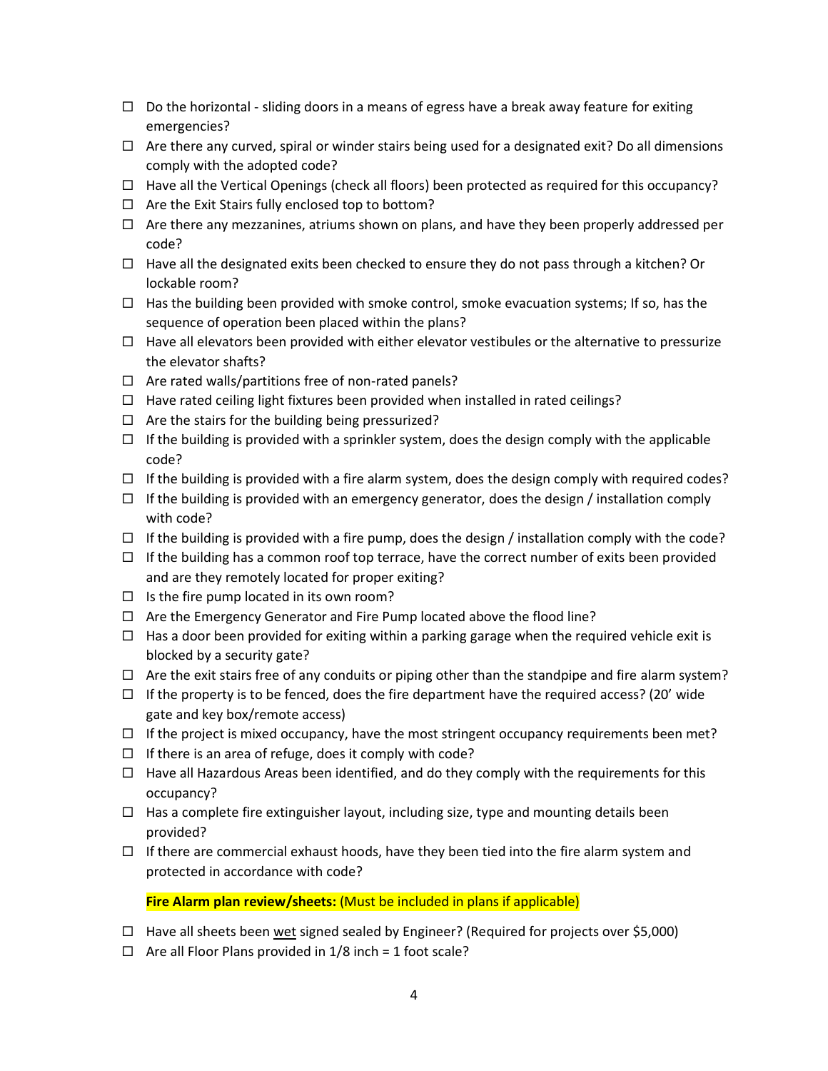- ☐ Do the horizontal - sliding doors in a means of egress have a break away feature for exiting emergencies?
- ☐ Are there any curved, spiral or winder stairs being used for a designated exit? Do all dimensions comply with the adopted code?
- ☐ Have all the Vertical Openings (check all floors) been protected as required for this occupancy?
- ☐ Are the Exit Stairs fully enclosed top to bottom?
- ☐ Are there any mezzanines, atriums shown on plans, and have they been properly addressed per code?
- ☐ Have all the designated exits been checked to ensure they do not pass through a kitchen? Or lockable room?
- ☐ Has the building been provided with smoke control, smoke evacuation systems; If so, has the sequence of operation been placed within the plans?
- ☐ Have all elevators been provided with either elevator vestibules or the alternative to pressurize the elevator shafts?
- ☐ Are rated walls/partitions free of non-rated panels?
- ☐ Have rated ceiling light fixtures been provided when installed in rated ceilings?
- ☐ Are the stairs for the building being pressurized?
- ☐ If the building is provided with a sprinkler system, does the design comply with the applicable code?
- ☐ If the building is provided with a fire alarm system, does the design comply with required codes?
- ☐ If the building is provided with an emergency generator, does the design / installation comply with code?
- ☐ If the building is provided with a fire pump, does the design / installation comply with the code?
- ☐ If the building has a common roof top terrace, have the correct number of exits been provided and are they remotely located for proper exiting?
- ☐ Is the fire pump located in its own room?
- ☐ Are the Emergency Generator and Fire Pump located above the flood line?
- ☐ Has a door been provided for exiting within a parking garage when the required vehicle exit is blocked by a security gate?
- ☐ Are the exit stairs free of any conduits or piping other than the standpipe and fire alarm system?
- ☐ If the property is to be fenced, does the fire department have the required access? (20' wide gate and key box/remote access)
- ☐ If the project is mixed occupancy, have the most stringent occupancy requirements been met?
- ☐ If there is an area of refuge, does it comply with code?
- ☐ Have all Hazardous Areas been identified, and do they comply with the requirements for this occupancy?
- ☐ Has a complete fire extinguisher layout, including size, type and mounting details been provided?
- ☐ If there are commercial exhaust hoods, have they been tied into the fire alarm system and protected in accordance with code?

**Fire Alarm plan review/sheets:** (Must be included in plans if applicable)

- ☐ Have all sheets been wet signed sealed by Engineer? (Required for projects over $5,000)
- ☐ Are all Floor Plans provided in 1/8 inch = 1 foot scale?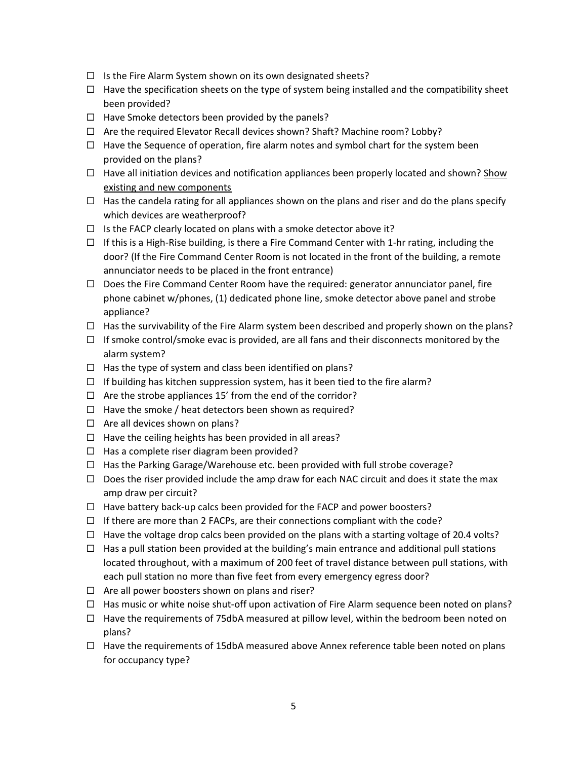- ☐ Is the Fire Alarm System shown on its own designated sheets?
- ☐ Have the specification sheets on the type of system being installed and the compatibility sheet been provided?
- ☐ Have Smoke detectors been provided by the panels?
- ☐ Are the required Elevator Recall devices shown? Shaft? Machine room? Lobby?
- ☐ Have the Sequence of operation, fire alarm notes and symbol chart for the system been provided on the plans?
- ☐ Have all initiation devices and notification appliances been properly located and shown? <u>Show existing and new components</u>
- ☐ Has the candela rating for all appliances shown on the plans and riser and do the plans specify which devices are weatherproof?
- ☐ Is the FACP clearly located on plans with a smoke detector above it?
- ☐ If this is a High-Rise building, is there a Fire Command Center with 1-hr rating, including the door? (If the Fire Command Center Room is not located in the front of the building, a remote annunciator needs to be placed in the front entrance)
- ☐ Does the Fire Command Center Room have the required: generator annunciator panel, fire phone cabinet w/phones, (1) dedicated phone line, smoke detector above panel and strobe appliance?
- ☐ Has the survivability of the Fire Alarm system been described and properly shown on the plans?
- ☐ If smoke control/smoke evac is provided, are all fans and their disconnects monitored by the alarm system?
- ☐ Has the type of system and class been identified on plans?
- ☐ If building has kitchen suppression system, has it been tied to the fire alarm?
- ☐ Are the strobe appliances 15' from the end of the corridor?
- ☐ Have the smoke / heat detectors been shown as required?
- ☐ Are all devices shown on plans?
- ☐ Have the ceiling heights has been provided in all areas?
- ☐ Has a complete riser diagram been provided?
- ☐ Has the Parking Garage/Warehouse etc. been provided with full strobe coverage?
- ☐ Does the riser provided include the amp draw for each NAC circuit and does it state the max amp draw per circuit?
- ☐ Have battery back-up calcs been provided for the FACP and power boosters?
- ☐ If there are more than 2 FACPs, are their connections compliant with the code?
- ☐ Have the voltage drop calcs been provided on the plans with a starting voltage of 20.4 volts?
- ☐ Has a pull station been provided at the building's main entrance and additional pull stations located throughout, with a maximum of 200 feet of travel distance between pull stations, with each pull station no more than five feet from every emergency egress door?
- ☐ Are all power boosters shown on plans and riser?
- ☐ Has music or white noise shut-off upon activation of Fire Alarm sequence been noted on plans?
- ☐ Have the requirements of 75dbA measured at pillow level, within the bedroom been noted on plans?
- ☐ Have the requirements of 15dbA measured above Annex reference table been noted on plans for occupancy type?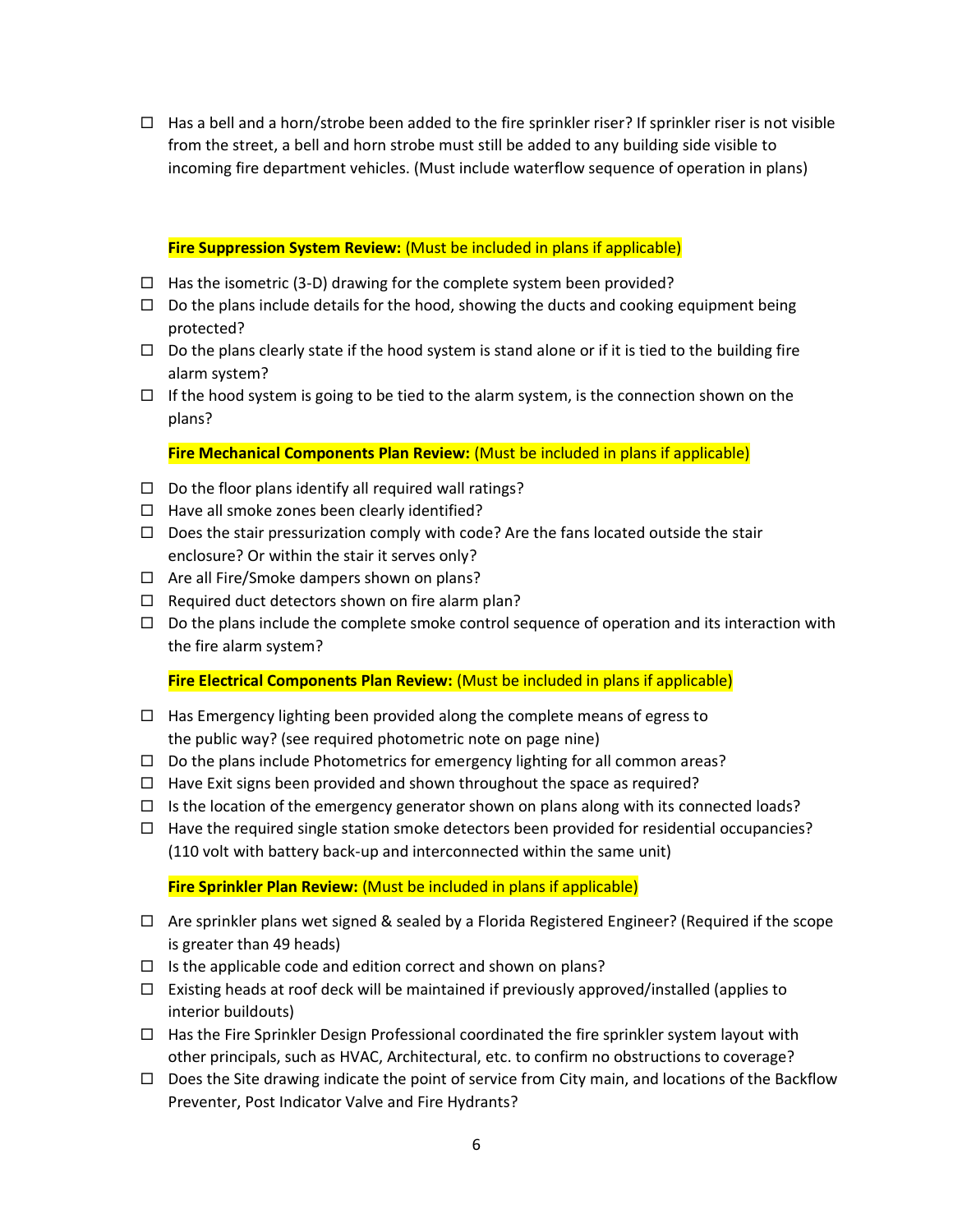- ☐ Has a bell and a horn/strobe been added to the fire sprinkler riser? If sprinkler riser is not visible from the street, a bell and horn strobe must still be added to any building side visible to incoming fire department vehicles. (Must include waterflow sequence of operation in plans)

**Fire Suppression System Review:** (Must be included in plans if applicable)

- ☐ Has the isometric (3-D) drawing for the complete system been provided?
- ☐ Do the plans include details for the hood, showing the ducts and cooking equipment being protected?
- ☐ Do the plans clearly state if the hood system is stand alone or if it is tied to the building fire alarm system?
- ☐ If the hood system is going to be tied to the alarm system, is the connection shown on the plans?

**Fire Mechanical Components Plan Review:** (Must be included in plans if applicable)

- ☐ Do the floor plans identify all required wall ratings?
- ☐ Have all smoke zones been clearly identified?
- ☐ Does the stair pressurization comply with code? Are the fans located outside the stair enclosure? Or within the stair it serves only?
- ☐ Are all Fire/Smoke dampers shown on plans?
- ☐ Required duct detectors shown on fire alarm plan?
- ☐ Do the plans include the complete smoke control sequence of operation and its interaction with the fire alarm system?

**Fire Electrical Components Plan Review:** (Must be included in plans if applicable)

- ☐ Has Emergency lighting been provided along the complete means of egress to the public way? (see required photometric note on page nine)
- ☐ Do the plans include Photometrics for emergency lighting for all common areas?
- ☐ Have Exit signs been provided and shown throughout the space as required?
- ☐ Is the location of the emergency generator shown on plans along with its connected loads?
- ☐ Have the required single station smoke detectors been provided for residential occupancies? (110 volt with battery back-up and interconnected within the same unit)

**Fire Sprinkler Plan Review:** (Must be included in plans if applicable)

- ☐ Are sprinkler plans wet signed & sealed by a Florida Registered Engineer? (Required if the scope is greater than 49 heads)
- ☐ Is the applicable code and edition correct and shown on plans?
- ☐ Existing heads at roof deck will be maintained if previously approved/installed (applies to interior buildouts)
- ☐ Has the Fire Sprinkler Design Professional coordinated the fire sprinkler system layout with other principals, such as HVAC, Architectural, etc. to confirm no obstructions to coverage?
- ☐ Does the Site drawing indicate the point of service from City main, and locations of the Backflow Preventer, Post Indicator Valve and Fire Hydrants?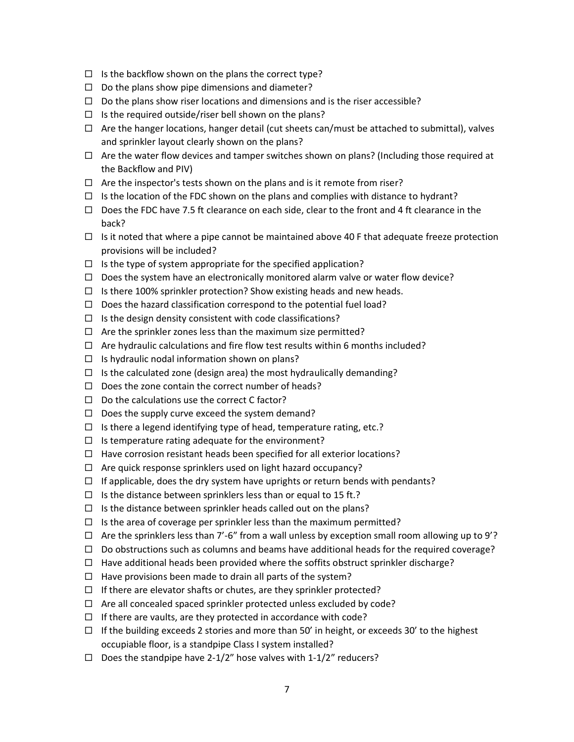- ☐ Is the backflow shown on the plans the correct type?
- ☐ Do the plans show pipe dimensions and diameter?
- ☐ Do the plans show riser locations and dimensions and is the riser accessible?
- ☐ Is the required outside/riser bell shown on the plans?
- ☐ Are the hanger locations, hanger detail (cut sheets can/must be attached to submittal), valves and sprinkler layout clearly shown on the plans?
- ☐ Are the water flow devices and tamper switches shown on plans? (Including those required at the Backflow and PIV)
- ☐ Are the inspector's tests shown on the plans and is it remote from riser?
- ☐ Is the location of the FDC shown on the plans and complies with distance to hydrant?
- ☐ Does the FDC have 7.5 ft clearance on each side, clear to the front and 4 ft clearance in the back?
- ☐ Is it noted that where a pipe cannot be maintained above 40 F that adequate freeze protection provisions will be included?
- ☐ Is the type of system appropriate for the specified application?
- ☐ Does the system have an electronically monitored alarm valve or water flow device?
- ☐ Is there 100% sprinkler protection? Show existing heads and new heads.
- ☐ Does the hazard classification correspond to the potential fuel load?
- ☐ Is the design density consistent with code classifications?
- ☐ Are the sprinkler zones less than the maximum size permitted?
- ☐ Are hydraulic calculations and fire flow test results within 6 months included?
- ☐ Is hydraulic nodal information shown on plans?
- ☐ Is the calculated zone (design area) the most hydraulically demanding?
- ☐ Does the zone contain the correct number of heads?
- ☐ Do the calculations use the correct C factor?
- ☐ Does the supply curve exceed the system demand?
- ☐ Is there a legend identifying type of head, temperature rating, etc.?
- ☐ Is temperature rating adequate for the environment?
- ☐ Have corrosion resistant heads been specified for all exterior locations?
- ☐ Are quick response sprinklers used on light hazard occupancy?
- ☐ If applicable, does the dry system have uprights or return bends with pendants?
- ☐ Is the distance between sprinklers less than or equal to 15 ft.?
- ☐ Is the distance between sprinkler heads called out on the plans?
- ☐ Is the area of coverage per sprinkler less than the maximum permitted?
- ☐ Are the sprinklers less than 7'-6" from a wall unless by exception small room allowing up to 9'?
- ☐ Do obstructions such as columns and beams have additional heads for the required coverage?
- ☐ Have additional heads been provided where the soffits obstruct sprinkler discharge?
- ☐ Have provisions been made to drain all parts of the system?
- ☐ If there are elevator shafts or chutes, are they sprinkler protected?
- ☐ Are all concealed spaced sprinkler protected unless excluded by code?
- ☐ If there are vaults, are they protected in accordance with code?
- ☐ If the building exceeds 2 stories and more than 50' in height, or exceeds 30' to the highest occupiable floor, is a standpipe Class I system installed?
- ☐ Does the standpipe have 2-1/2" hose valves with 1-1/2" reducers?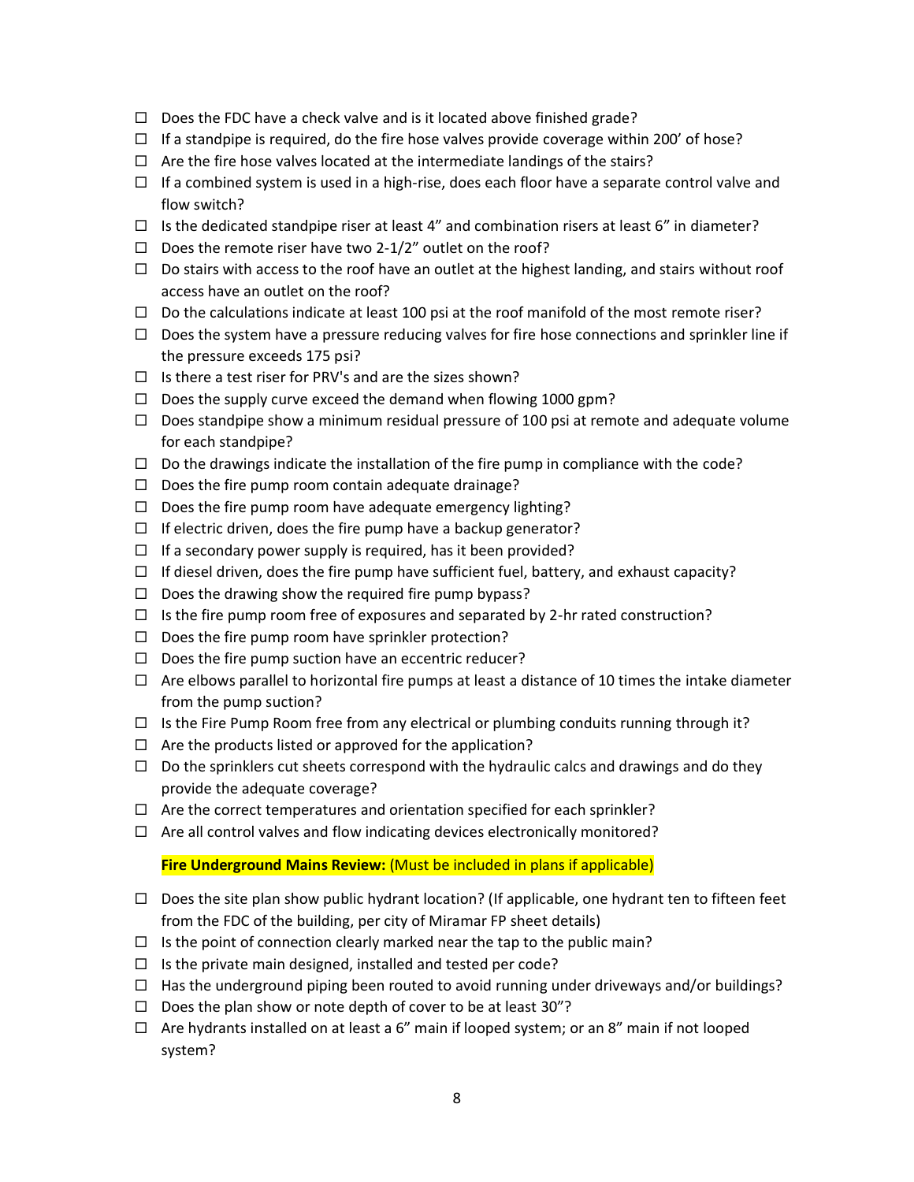- ☐ Does the FDC have a check valve and is it located above finished grade?
- ☐ If a standpipe is required, do the fire hose valves provide coverage within 200' of hose?
- ☐ Are the fire hose valves located at the intermediate landings of the stairs?
- ☐ If a combined system is used in a high-rise, does each floor have a separate control valve and flow switch?
- ☐ Is the dedicated standpipe riser at least 4" and combination risers at least 6" in diameter?
- ☐ Does the remote riser have two 2-1/2" outlet on the roof?
- ☐ Do stairs with access to the roof have an outlet at the highest landing, and stairs without roof access have an outlet on the roof?
- ☐ Do the calculations indicate at least 100 psi at the roof manifold of the most remote riser?
- ☐ Does the system have a pressure reducing valves for fire hose connections and sprinkler line if the pressure exceeds 175 psi?
- ☐ Is there a test riser for PRV's and are the sizes shown?
- ☐ Does the supply curve exceed the demand when flowing 1000 gpm?
- ☐ Does standpipe show a minimum residual pressure of 100 psi at remote and adequate volume for each standpipe?
- ☐ Do the drawings indicate the installation of the fire pump in compliance with the code?
- ☐ Does the fire pump room contain adequate drainage?
- ☐ Does the fire pump room have adequate emergency lighting?
- ☐ If electric driven, does the fire pump have a backup generator?
- ☐ If a secondary power supply is required, has it been provided?
- ☐ If diesel driven, does the fire pump have sufficient fuel, battery, and exhaust capacity?
- ☐ Does the drawing show the required fire pump bypass?
- ☐ Is the fire pump room free of exposures and separated by 2-hr rated construction?
- ☐ Does the fire pump room have sprinkler protection?
- ☐ Does the fire pump suction have an eccentric reducer?
- ☐ Are elbows parallel to horizontal fire pumps at least a distance of 10 times the intake diameter from the pump suction?
- ☐ Is the Fire Pump Room free from any electrical or plumbing conduits running through it?
- ☐ Are the products listed or approved for the application?
- ☐ Do the sprinklers cut sheets correspond with the hydraulic calcs and drawings and do they provide the adequate coverage?
- ☐ Are the correct temperatures and orientation specified for each sprinkler?
- ☐ Are all control valves and flow indicating devices electronically monitored?

**Fire Underground Mains Review:** (Must be included in plans if applicable)

- ☐ Does the site plan show public hydrant location? (If applicable, one hydrant ten to fifteen feet from the FDC of the building, per city of Miramar FP sheet details)
- ☐ Is the point of connection clearly marked near the tap to the public main?
- ☐ Is the private main designed, installed and tested per code?
- ☐ Has the underground piping been routed to avoid running under driveways and/or buildings?
- ☐ Does the plan show or note depth of cover to be at least 30"?
- ☐ Are hydrants installed on at least a 6" main if looped system; or an 8" main if not looped system?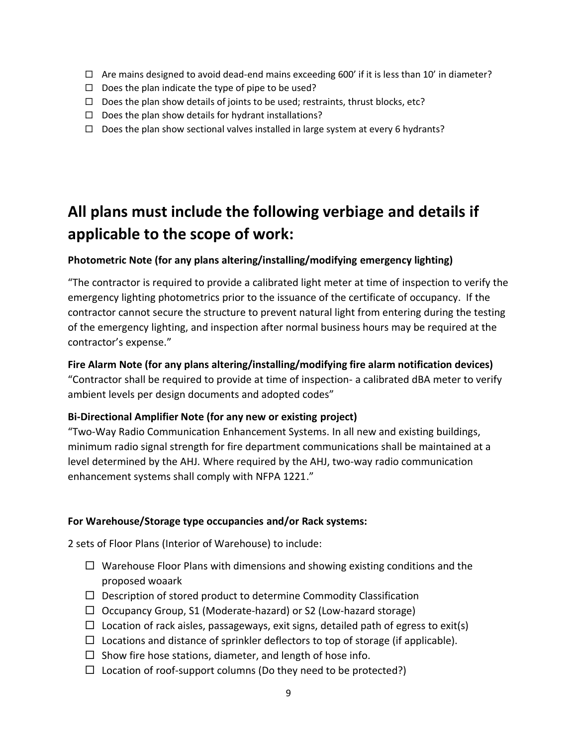- ☐ Are mains designed to avoid dead-end mains exceeding 600' if it is less than 10' in diameter?
- ☐ Does the plan indicate the type of pipe to be used?
- ☐ Does the plan show details of joints to be used; restraints, thrust blocks, etc?
- ☐ Does the plan show details for hydrant installations?
- ☐ Does the plan show sectional valves installed in large system at every 6 hydrants?

# All plans must include the following verbiage and details if applicable to the scope of work:

**Photometric Note (for any plans altering/installing/modifying emergency lighting)**

"The contractor is required to provide a calibrated light meter at time of inspection to verify the emergency lighting photometrics prior to the issuance of the certificate of occupancy. If the contractor cannot secure the structure to prevent natural light from entering during the testing of the emergency lighting, and inspection after normal business hours may be required at the contractor's expense."

**Fire Alarm Note (for any plans altering/installing/modifying fire alarm notification devices)**
"Contractor shall be required to provide at time of inspection- a calibrated dBA meter to verify ambient levels per design documents and adopted codes"

**Bi-Directional Amplifier Note (for any new or existing project)**
"Two-Way Radio Communication Enhancement Systems. In all new and existing buildings, minimum radio signal strength for fire department communications shall be maintained at a level determined by the AHJ. Where required by the AHJ, two-way radio communication enhancement systems shall comply with NFPA 1221."

**For Warehouse/Storage type occupancies and/or Rack systems:**

2 sets of Floor Plans (Interior of Warehouse) to include:

- ☐ Warehouse Floor Plans with dimensions and showing existing conditions and the proposed woaark
- ☐ Description of stored product to determine Commodity Classification
- ☐ Occupancy Group, S1 (Moderate-hazard) or S2 (Low-hazard storage)
- ☐ Location of rack aisles, passageways, exit signs, detailed path of egress to exit(s)
- ☐ Locations and distance of sprinkler deflectors to top of storage (if applicable).
- ☐ Show fire hose stations, diameter, and length of hose info.
- ☐ Location of roof-support columns (Do they need to be protected?)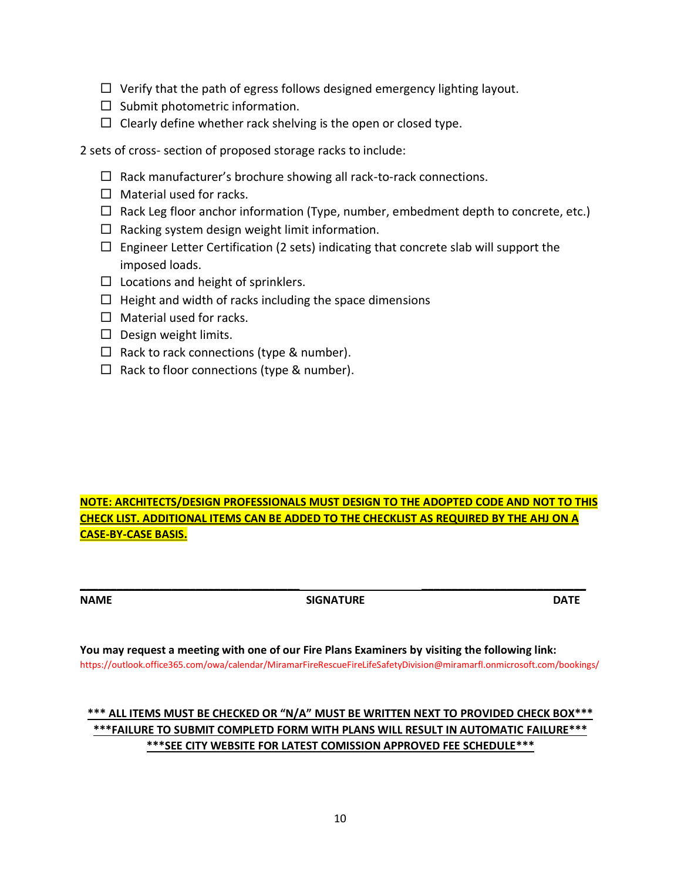- ☐ Verify that the path of egress follows designed emergency lighting layout.
- ☐ Submit photometric information.
- ☐ Clearly define whether rack shelving is the open or closed type.

2 sets of cross- section of proposed storage racks to include:

- ☐ Rack manufacturer's brochure showing all rack-to-rack connections.
- ☐ Material used for racks.
- ☐ Rack Leg floor anchor information (Type, number, embedment depth to concrete, etc.)
- ☐ Racking system design weight limit information.
- ☐ Engineer Letter Certification (2 sets) indicating that concrete slab will support the imposed loads.
- ☐ Locations and height of sprinklers.
- ☐ Height and width of racks including the space dimensions
- ☐ Material used for racks.
- ☐ Design weight limits.
- ☐ Rack to rack connections (type & number).
- ☐ Rack to floor connections (type & number).

**NOTE: ARCHITECTS/DESIGN PROFESSIONALS MUST DESIGN TO THE ADOPTED CODE AND NOT TO THIS CHECK LIST. ADDITIONAL ITEMS CAN BE ADDED TO THE CHECKLIST AS REQUIRED BY THE AHJ ON A CASE-BY-CASE BASIS.**

______________________________ ______________________________

**NAME** **SIGNATURE** **DATE**

**You may request a meeting with one of our Fire Plans Examiners by visiting the following link:**
https://outlook.office365.com/owa/calendar/MiramarFireRescueFireLifeSafetyDivision@miramarfl.onmicrosoft.com/bookings/

**\*\*\* ALL ITEMS MUST BE CHECKED OR "N/A" MUST BE WRITTEN NEXT TO PROVIDED CHECK BOX\*\*\***

**\*\*\*FAILURE TO SUBMIT COMPLETD FORM WITH PLANS WILL RESULT IN AUTOMATIC FAILURE\*\*\***

**\*\*\*SEE CITY WEBSITE FOR LATEST COMISSION APPROVED FEE SCHEDULE\*\*\***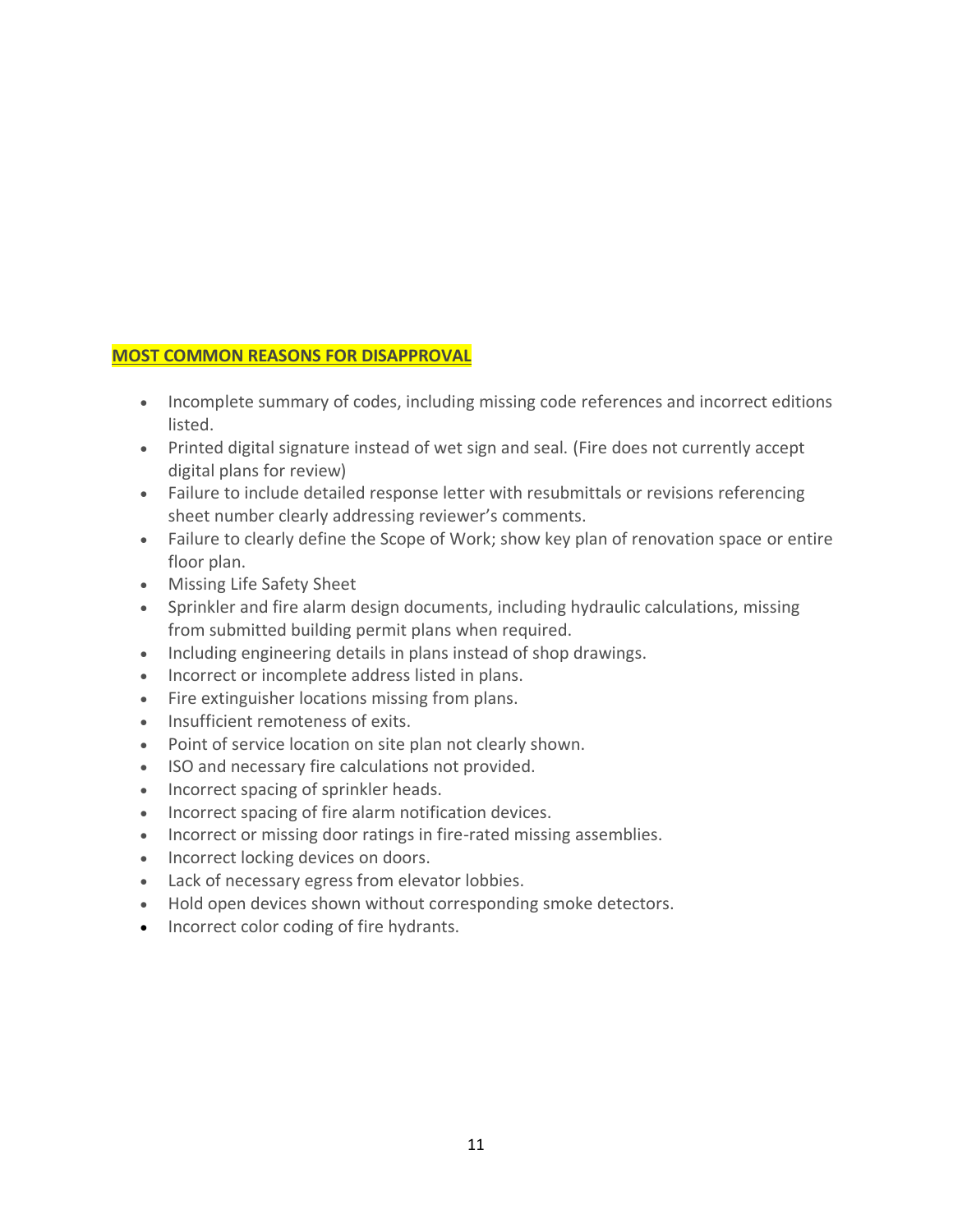**MOST COMMON REASONS FOR DISAPPROVAL**

- Incomplete summary of codes, including missing code references and incorrect editions listed.
- Printed digital signature instead of wet sign and seal. (Fire does not currently accept digital plans for review)
- Failure to include detailed response letter with resubmittals or revisions referencing sheet number clearly addressing reviewer's comments.
- Failure to clearly define the Scope of Work; show key plan of renovation space or entire floor plan.
- Missing Life Safety Sheet
- Sprinkler and fire alarm design documents, including hydraulic calculations, missing from submitted building permit plans when required.
- Including engineering details in plans instead of shop drawings.
- Incorrect or incomplete address listed in plans.
- Fire extinguisher locations missing from plans.
- Insufficient remoteness of exits.
- Point of service location on site plan not clearly shown.
- ISO and necessary fire calculations not provided.
- Incorrect spacing of sprinkler heads.
- Incorrect spacing of fire alarm notification devices.
- Incorrect or missing door ratings in fire-rated missing assemblies.
- Incorrect locking devices on doors.
- Lack of necessary egress from elevator lobbies.
- Hold open devices shown without corresponding smoke detectors.
- Incorrect color coding of fire hydrants.